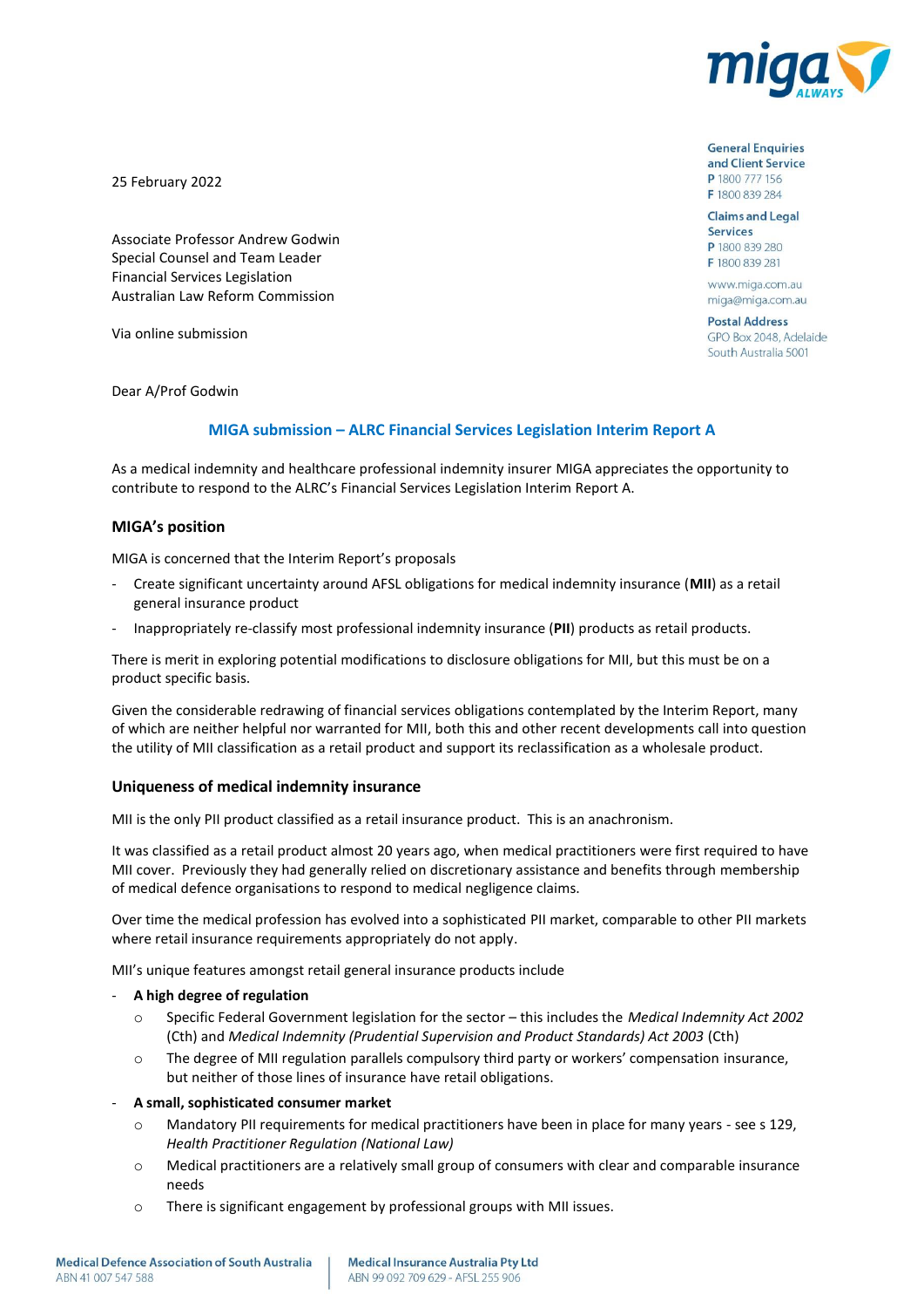General Enquiries and Client Service
P 1800 777 156
F 1800 839 284

Claims and Legal Services
P 1800 839 280
F 1800 839 281

www.miga.com.au
miga@miga.com.au

Postal Address
GPO Box 2048, Adelaide South Australia 5001

25 February 2022

Associate Professor Andrew Godwin
Special Counsel and Team Leader
Financial Services Legislation
Australian Law Reform Commission

Via online submission

Dear A/Prof Godwin

## MIGA submission – ALRC Financial Services Legislation Interim Report A

As a medical indemnity and healthcare professional indemnity insurer MIGA appreciates the opportunity to contribute to respond to the ALRC's Financial Services Legislation Interim Report A.

### MIGA's position

MIGA is concerned that the Interim Report's proposals

- Create significant uncertainty around AFSL obligations for medical indemnity insurance (**MII**) as a retail general insurance product
- Inappropriately re-classify most professional indemnity insurance (**PII**) products as retail products.

There is merit in exploring potential modifications to disclosure obligations for MII, but this must be on a product specific basis.

Given the considerable redrawing of financial services obligations contemplated by the Interim Report, many of which are neither helpful nor warranted for MII, both this and other recent developments call into question the utility of MII classification as a retail product and support its reclassification as a wholesale product.

### Uniqueness of medical indemnity insurance

MII is the only PII product classified as a retail insurance product. This is an anachronism.

It was classified as a retail product almost 20 years ago, when medical practitioners were first required to have MII cover. Previously they had generally relied on discretionary assistance and benefits through membership of medical defence organisations to respond to medical negligence claims.

Over time the medical profession has evolved into a sophisticated PII market, comparable to other PII markets where retail insurance requirements appropriately do not apply.

MII's unique features amongst retail general insurance products include

- **A high degree of regulation**
  - Specific Federal Government legislation for the sector – this includes the *Medical Indemnity Act 2002* (Cth) and *Medical Indemnity (Prudential Supervision and Product Standards) Act 2003* (Cth)
  - The degree of MII regulation parallels compulsory third party or workers' compensation insurance, but neither of those lines of insurance have retail obligations.
- **A small, sophisticated consumer market**
  - Mandatory PII requirements for medical practitioners have been in place for many years - see s 129, *Health Practitioner Regulation (National Law)*
  - Medical practitioners are a relatively small group of consumers with clear and comparable insurance needs
  - There is significant engagement by professional groups with MII issues.

Medical Defence Association of South Australia ABN 41 007 547 588 | Medical Insurance Australia Pty Ltd ABN 99 092 709 629 - AFSL 255 906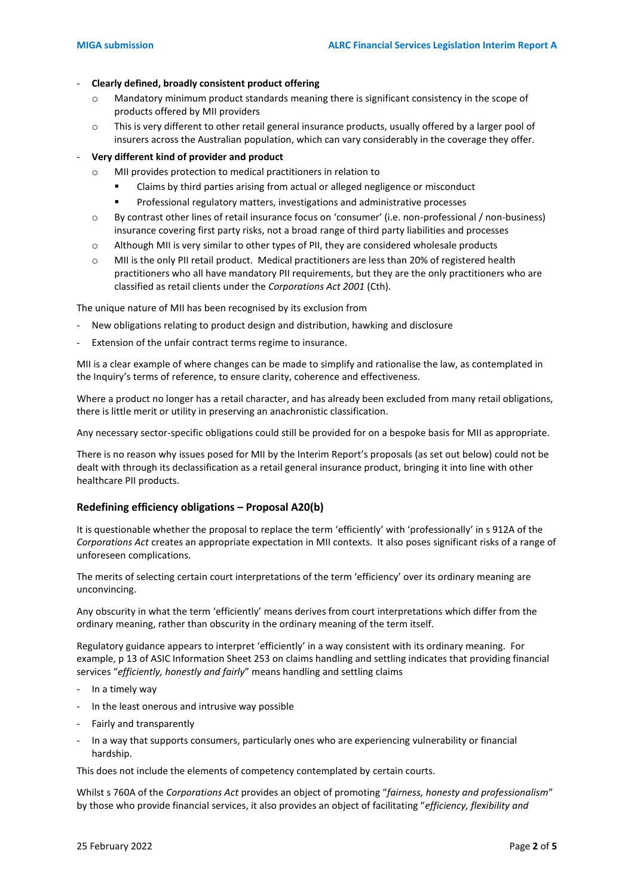- **Clearly defined, broadly consistent product offering**
  - Mandatory minimum product standards meaning there is significant consistency in the scope of products offered by MII providers
  - This is very different to other retail general insurance products, usually offered by a larger pool of insurers across the Australian population, which can vary considerably in the coverage they offer.
- **Very different kind of provider and product**
  - MII provides protection to medical practitioners in relation to
    - Claims by third parties arising from actual or alleged negligence or misconduct
    - Professional regulatory matters, investigations and administrative processes
  - By contrast other lines of retail insurance focus on 'consumer' (i.e. non-professional / non-business) insurance covering first party risks, not a broad range of third party liabilities and processes
  - Although MII is very similar to other types of PII, they are considered wholesale products
  - MII is the only PII retail product. Medical practitioners are less than 20% of registered health practitioners who all have mandatory PII requirements, but they are the only practitioners who are classified as retail clients under the *Corporations Act 2001* (Cth).

The unique nature of MII has been recognised by its exclusion from

- New obligations relating to product design and distribution, hawking and disclosure
- Extension of the unfair contract terms regime to insurance.

MII is a clear example of where changes can be made to simplify and rationalise the law, as contemplated in the Inquiry's terms of reference, to ensure clarity, coherence and effectiveness.

Where a product no longer has a retail character, and has already been excluded from many retail obligations, there is little merit or utility in preserving an anachronistic classification.

Any necessary sector-specific obligations could still be provided for on a bespoke basis for MII as appropriate.

There is no reason why issues posed for MII by the Interim Report's proposals (as set out below) could not be dealt with through its declassification as a retail general insurance product, bringing it into line with other healthcare PII products.

### Redefining efficiency obligations – Proposal A20(b)

It is questionable whether the proposal to replace the term 'efficiently' with 'professionally' in s 912A of the *Corporations Act* creates an appropriate expectation in MII contexts. It also poses significant risks of a range of unforeseen complications.

The merits of selecting certain court interpretations of the term 'efficiency' over its ordinary meaning are unconvincing.

Any obscurity in what the term 'efficiently' means derives from court interpretations which differ from the ordinary meaning, rather than obscurity in the ordinary meaning of the term itself.

Regulatory guidance appears to interpret 'efficiently' in a way consistent with its ordinary meaning. For example, p 13 of ASIC Information Sheet 253 on claims handling and settling indicates that providing financial services "*efficiently, honestly and fairly*" means handling and settling claims

- In a timely way
- In the least onerous and intrusive way possible
- Fairly and transparently
- In a way that supports consumers, particularly ones who are experiencing vulnerability or financial hardship.

This does not include the elements of competency contemplated by certain courts.

Whilst s 760A of the *Corporations Act* provides an object of promoting "*fairness, honesty and professionalism*" by those who provide financial services, it also provides an object of facilitating "*efficiency, flexibility and*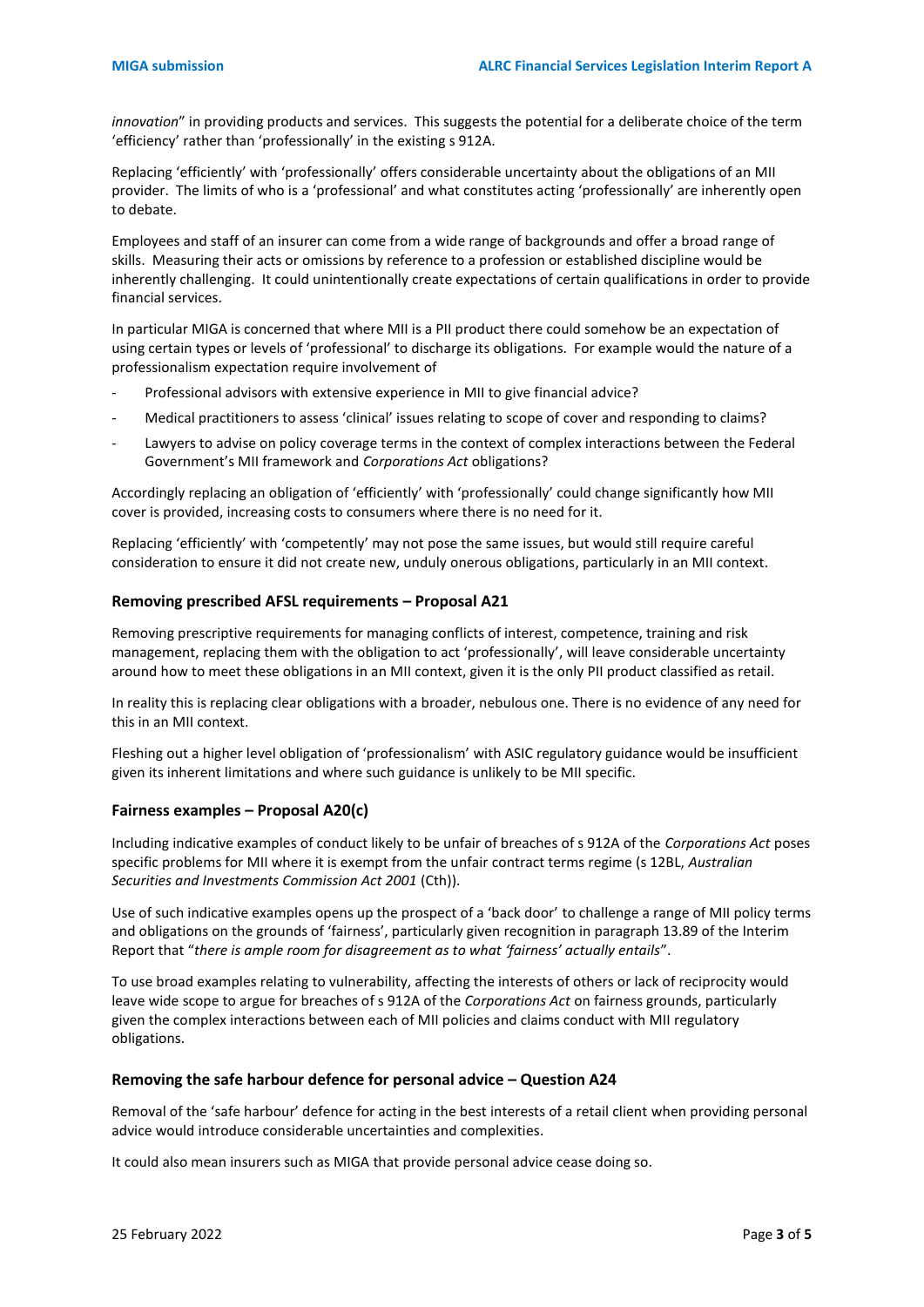*innovation*" in providing products and services. This suggests the potential for a deliberate choice of the term 'efficiency' rather than 'professionally' in the existing s 912A.

Replacing 'efficiently' with 'professionally' offers considerable uncertainty about the obligations of an MII provider. The limits of who is a 'professional' and what constitutes acting 'professionally' are inherently open to debate.

Employees and staff of an insurer can come from a wide range of backgrounds and offer a broad range of skills. Measuring their acts or omissions by reference to a profession or established discipline would be inherently challenging. It could unintentionally create expectations of certain qualifications in order to provide financial services.

In particular MIGA is concerned that where MII is a PII product there could somehow be an expectation of using certain types or levels of 'professional' to discharge its obligations. For example would the nature of a professionalism expectation require involvement of

- Professional advisors with extensive experience in MII to give financial advice?
- Medical practitioners to assess 'clinical' issues relating to scope of cover and responding to claims?
- Lawyers to advise on policy coverage terms in the context of complex interactions between the Federal Government's MII framework and *Corporations Act* obligations?

Accordingly replacing an obligation of 'efficiently' with 'professionally' could change significantly how MII cover is provided, increasing costs to consumers where there is no need for it.

Replacing 'efficiently' with 'competently' may not pose the same issues, but would still require careful consideration to ensure it did not create new, unduly onerous obligations, particularly in an MII context.

### Removing prescribed AFSL requirements – Proposal A21

Removing prescriptive requirements for managing conflicts of interest, competence, training and risk management, replacing them with the obligation to act 'professionally', will leave considerable uncertainty around how to meet these obligations in an MII context, given it is the only PII product classified as retail.

In reality this is replacing clear obligations with a broader, nebulous one. There is no evidence of any need for this in an MII context.

Fleshing out a higher level obligation of 'professionalism' with ASIC regulatory guidance would be insufficient given its inherent limitations and where such guidance is unlikely to be MII specific.

### Fairness examples – Proposal A20(c)

Including indicative examples of conduct likely to be unfair of breaches of s 912A of the *Corporations Act* poses specific problems for MII where it is exempt from the unfair contract terms regime (s 12BL, *Australian Securities and Investments Commission Act 2001* (Cth)).

Use of such indicative examples opens up the prospect of a 'back door' to challenge a range of MII policy terms and obligations on the grounds of 'fairness', particularly given recognition in paragraph 13.89 of the Interim Report that "*there is ample room for disagreement as to what 'fairness' actually entails*".

To use broad examples relating to vulnerability, affecting the interests of others or lack of reciprocity would leave wide scope to argue for breaches of s 912A of the *Corporations Act* on fairness grounds, particularly given the complex interactions between each of MII policies and claims conduct with MII regulatory obligations.

### Removing the safe harbour defence for personal advice – Question A24

Removal of the 'safe harbour' defence for acting in the best interests of a retail client when providing personal advice would introduce considerable uncertainties and complexities.

It could also mean insurers such as MIGA that provide personal advice cease doing so.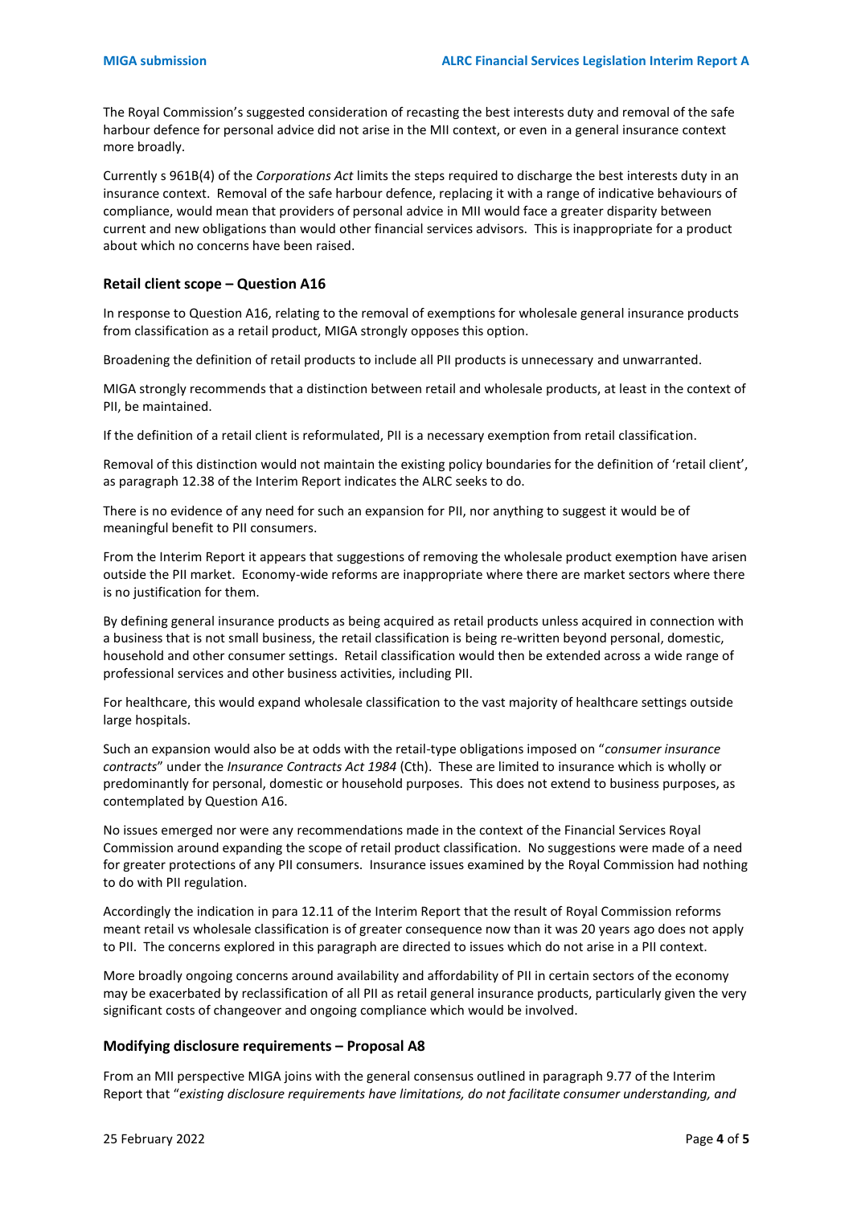The Royal Commission's suggested consideration of recasting the best interests duty and removal of the safe harbour defence for personal advice did not arise in the MII context, or even in a general insurance context more broadly.

Currently s 961B(4) of the *Corporations Act* limits the steps required to discharge the best interests duty in an insurance context. Removal of the safe harbour defence, replacing it with a range of indicative behaviours of compliance, would mean that providers of personal advice in MII would face a greater disparity between current and new obligations than would other financial services advisors. This is inappropriate for a product about which no concerns have been raised.

### Retail client scope – Question A16

In response to Question A16, relating to the removal of exemptions for wholesale general insurance products from classification as a retail product, MIGA strongly opposes this option.

Broadening the definition of retail products to include all PII products is unnecessary and unwarranted.

MIGA strongly recommends that a distinction between retail and wholesale products, at least in the context of PII, be maintained.

If the definition of a retail client is reformulated, PII is a necessary exemption from retail classification.

Removal of this distinction would not maintain the existing policy boundaries for the definition of 'retail client', as paragraph 12.38 of the Interim Report indicates the ALRC seeks to do.

There is no evidence of any need for such an expansion for PII, nor anything to suggest it would be of meaningful benefit to PII consumers.

From the Interim Report it appears that suggestions of removing the wholesale product exemption have arisen outside the PII market. Economy-wide reforms are inappropriate where there are market sectors where there is no justification for them.

By defining general insurance products as being acquired as retail products unless acquired in connection with a business that is not small business, the retail classification is being re-written beyond personal, domestic, household and other consumer settings. Retail classification would then be extended across a wide range of professional services and other business activities, including PII.

For healthcare, this would expand wholesale classification to the vast majority of healthcare settings outside large hospitals.

Such an expansion would also be at odds with the retail-type obligations imposed on "*consumer insurance contracts*" under the *Insurance Contracts Act 1984* (Cth). These are limited to insurance which is wholly or predominantly for personal, domestic or household purposes. This does not extend to business purposes, as contemplated by Question A16.

No issues emerged nor were any recommendations made in the context of the Financial Services Royal Commission around expanding the scope of retail product classification. No suggestions were made of a need for greater protections of any PII consumers. Insurance issues examined by the Royal Commission had nothing to do with PII regulation.

Accordingly the indication in para 12.11 of the Interim Report that the result of Royal Commission reforms meant retail vs wholesale classification is of greater consequence now than it was 20 years ago does not apply to PII. The concerns explored in this paragraph are directed to issues which do not arise in a PII context.

More broadly ongoing concerns around availability and affordability of PII in certain sectors of the economy may be exacerbated by reclassification of all PII as retail general insurance products, particularly given the very significant costs of changeover and ongoing compliance which would be involved.

### Modifying disclosure requirements – Proposal A8

From an MII perspective MIGA joins with the general consensus outlined in paragraph 9.77 of the Interim Report that "*existing disclosure requirements have limitations, do not facilitate consumer understanding, and*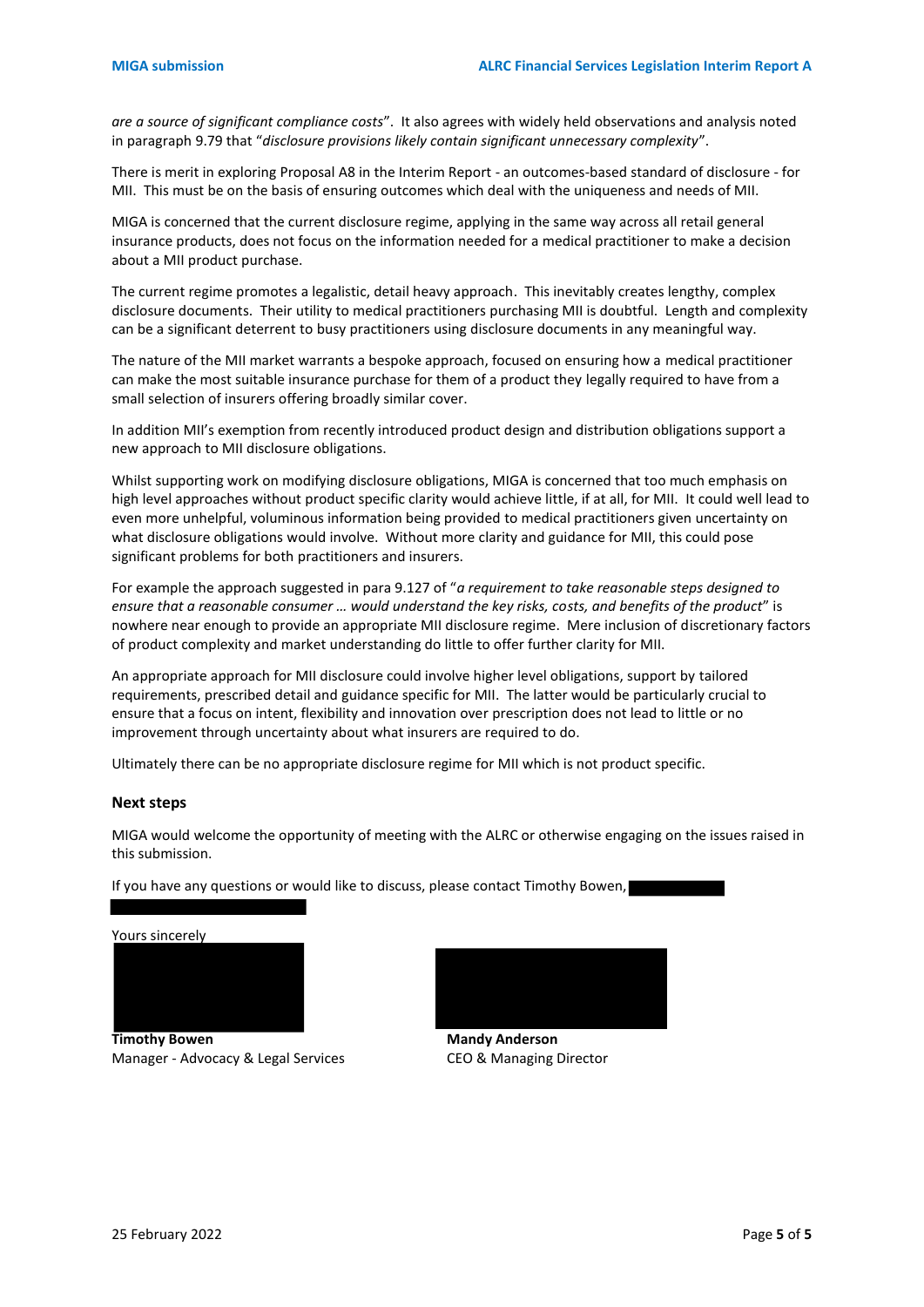*are a source of significant compliance costs*". It also agrees with widely held observations and analysis noted in paragraph 9.79 that "*disclosure provisions likely contain significant unnecessary complexity*".

There is merit in exploring Proposal A8 in the Interim Report - an outcomes-based standard of disclosure - for MII. This must be on the basis of ensuring outcomes which deal with the uniqueness and needs of MII.

MIGA is concerned that the current disclosure regime, applying in the same way across all retail general insurance products, does not focus on the information needed for a medical practitioner to make a decision about a MII product purchase.

The current regime promotes a legalistic, detail heavy approach. This inevitably creates lengthy, complex disclosure documents. Their utility to medical practitioners purchasing MII is doubtful. Length and complexity can be a significant deterrent to busy practitioners using disclosure documents in any meaningful way.

The nature of the MII market warrants a bespoke approach, focused on ensuring how a medical practitioner can make the most suitable insurance purchase for them of a product they legally required to have from a small selection of insurers offering broadly similar cover.

In addition MII's exemption from recently introduced product design and distribution obligations support a new approach to MII disclosure obligations.

Whilst supporting work on modifying disclosure obligations, MIGA is concerned that too much emphasis on high level approaches without product specific clarity would achieve little, if at all, for MII. It could well lead to even more unhelpful, voluminous information being provided to medical practitioners given uncertainty on what disclosure obligations would involve. Without more clarity and guidance for MII, this could pose significant problems for both practitioners and insurers.

For example the approach suggested in para 9.127 of "*a requirement to take reasonable steps designed to ensure that a reasonable consumer … would understand the key risks, costs, and benefits of the product*" is nowhere near enough to provide an appropriate MII disclosure regime. Mere inclusion of discretionary factors of product complexity and market understanding do little to offer further clarity for MII.

An appropriate approach for MII disclosure could involve higher level obligations, support by tailored requirements, prescribed detail and guidance specific for MII. The latter would be particularly crucial to ensure that a focus on intent, flexibility and innovation over prescription does not lead to little or no improvement through uncertainty about what insurers are required to do.

Ultimately there can be no appropriate disclosure regime for MII which is not product specific.

## Next steps

MIGA would welcome the opportunity of meeting with the ALRC or otherwise engaging on the issues raised in this submission.

If you have any questions or would like to discuss, please contact Timothy Bowen,

Yours sincerely

**Timothy Bowen**
Manager - Advocacy & Legal Services

**Mandy Anderson**
CEO & Managing Director

25 February 2022